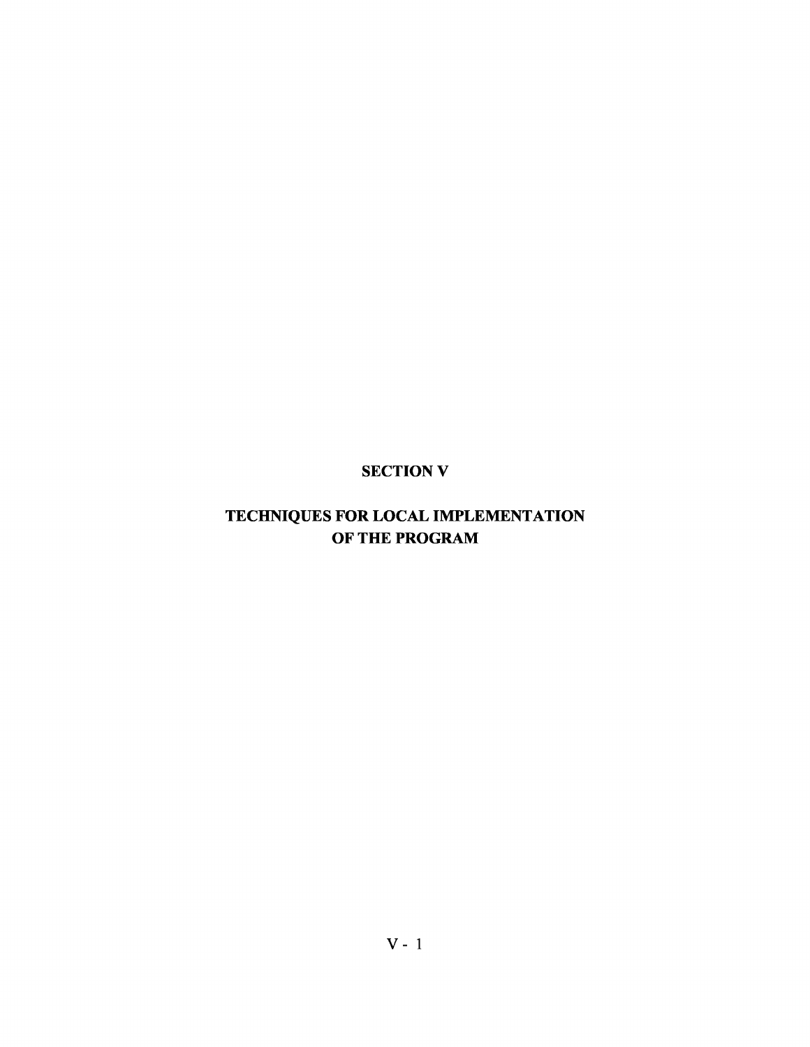# SECTION V

# TECHNIQUES FOR LOCAL IMPLEMENTATION OF THE PROGRAM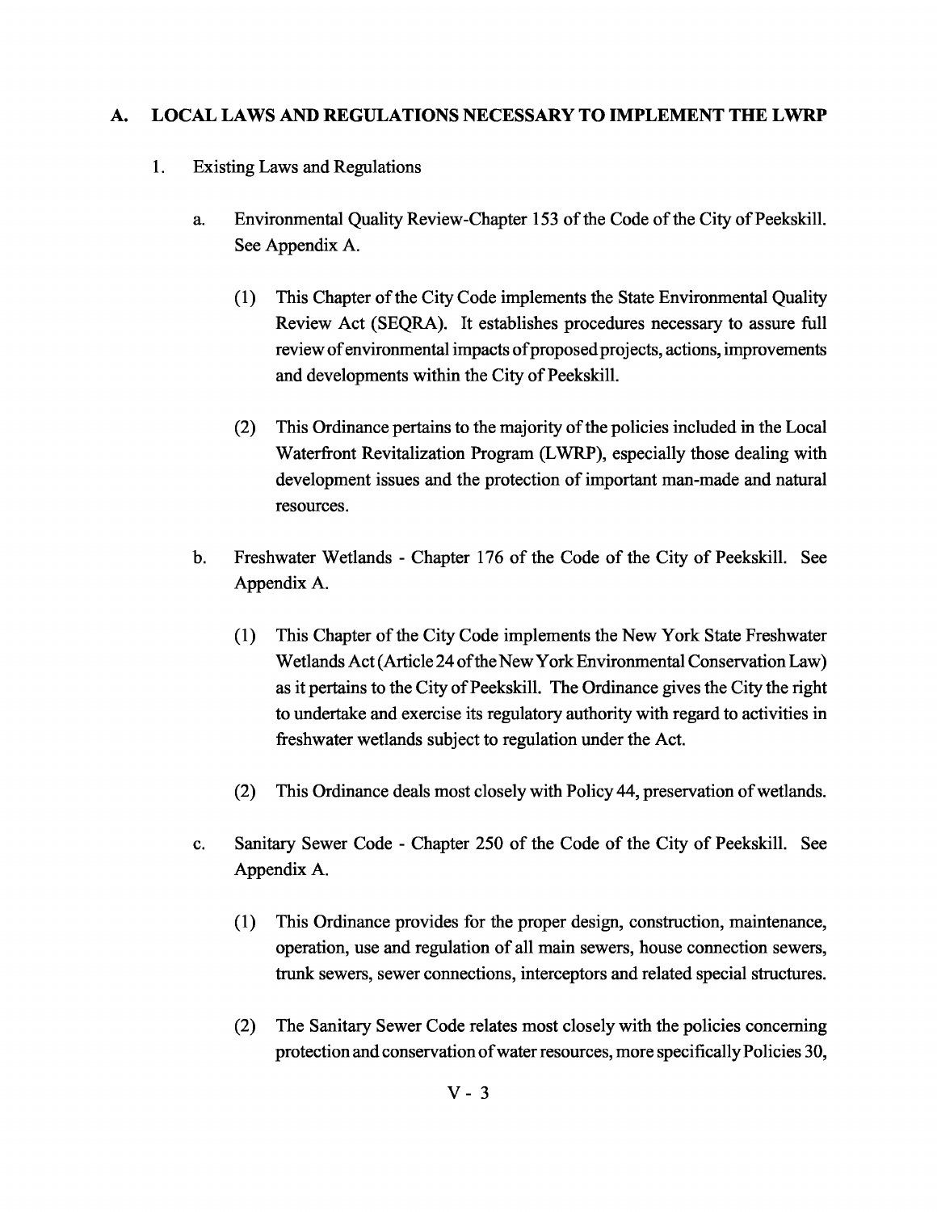## A. LOCAL LAWS AND REGULATIONS NECESSARY TO IMPLEMENT THE LWRP

1. Existing Laws and Regulations

   a. Environmental Quality Review-Chapter 153 of the Code of the City of Peekskill. See Appendix A.

      (1) This Chapter of the City Code implements the State Environmental Quality Review Act (SEQRA). It establishes procedures necessary to assure full review of environmental impacts of proposed projects, actions, improvements and developments within the City of Peekskill.

      (2) This Ordinance pertains to the majority of the policies included in the Local Waterfront Revitalization Program (LWRP), especially those dealing with development issues and the protection of important man-made and natural resources.

   b. Freshwater Wetlands - Chapter 176 of the Code of the City of Peekskill. See Appendix A.

      (1) This Chapter of the City Code implements the New York State Freshwater Wetlands Act (Article 24 of the New York Environmental Conservation Law) as it pertains to the City of Peekskill. The Ordinance gives the City the right to undertake and exercise its regulatory authority with regard to activities in freshwater wetlands subject to regulation under the Act.

      (2) This Ordinance deals most closely with Policy 44, preservation of wetlands.

   c. Sanitary Sewer Code - Chapter 250 of the Code of the City of Peekskill. See Appendix A.

      (1) This Ordinance provides for the proper design, construction, maintenance, operation, use and regulation of all main sewers, house connection sewers, trunk sewers, sewer connections, interceptors and related special structures.

      (2) The Sanitary Sewer Code relates most closely with the policies concerning protection and conservation of water resources, more specifically Policies 30,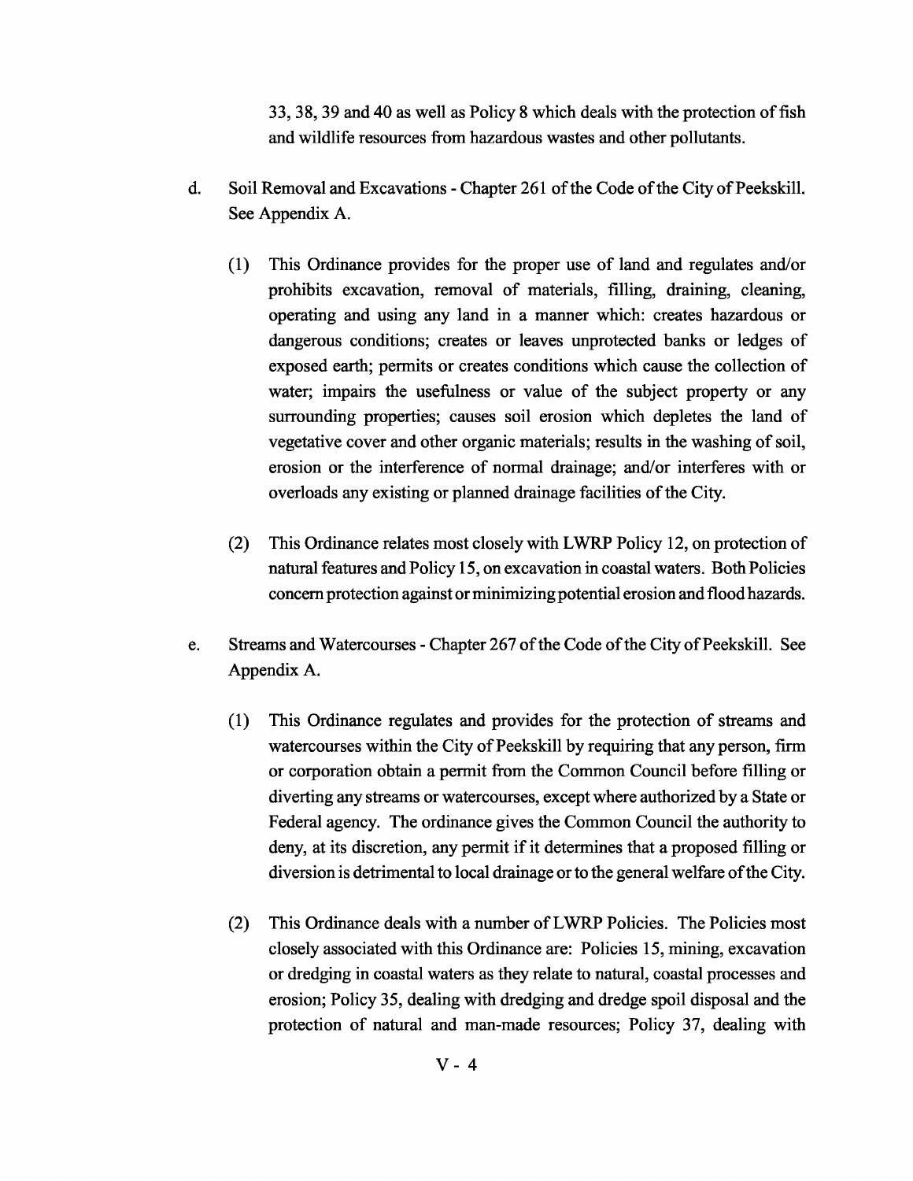33, 38, 39 and 40 as well as Policy 8 which deals with the protection of fish and wildlife resources from hazardous wastes and other pollutants.

d. Soil Removal and Excavations - Chapter 261 of the Code of the City of Peekskill. See Appendix A.

   (1) This Ordinance provides for the proper use of land and regulates and/or prohibits excavation, removal of materials, filling, draining, cleaning, operating and using any land in a manner which: creates hazardous or dangerous conditions; creates or leaves unprotected banks or ledges of exposed earth; permits or creates conditions which cause the collection of water; impairs the usefulness or value of the subject property or any surrounding properties; causes soil erosion which depletes the land of vegetative cover and other organic materials; results in the washing of soil, erosion or the interference of normal drainage; and/or interferes with or overloads any existing or planned drainage facilities of the City.

   (2) This Ordinance relates most closely with LWRP Policy 12, on protection of natural features and Policy 15, on excavation in coastal waters. Both Policies concern protection against or minimizing potential erosion and flood hazards.

e. Streams and Watercourses - Chapter 267 of the Code of the City of Peekskill. See Appendix A.

   (1) This Ordinance regulates and provides for the protection of streams and watercourses within the City of Peekskill by requiring that any person, firm or corporation obtain a permit from the Common Council before filling or diverting any streams or watercourses, except where authorized by a State or Federal agency. The ordinance gives the Common Council the authority to deny, at its discretion, any permit if it determines that a proposed filling or diversion is detrimental to local drainage or to the general welfare of the City.

   (2) This Ordinance deals with a number of LWRP Policies. The Policies most closely associated with this Ordinance are: Policies 15, mining, excavation or dredging in coastal waters as they relate to natural, coastal processes and erosion; Policy 35, dealing with dredging and dredge spoil disposal and the protection of natural and man-made resources; Policy 37, dealing with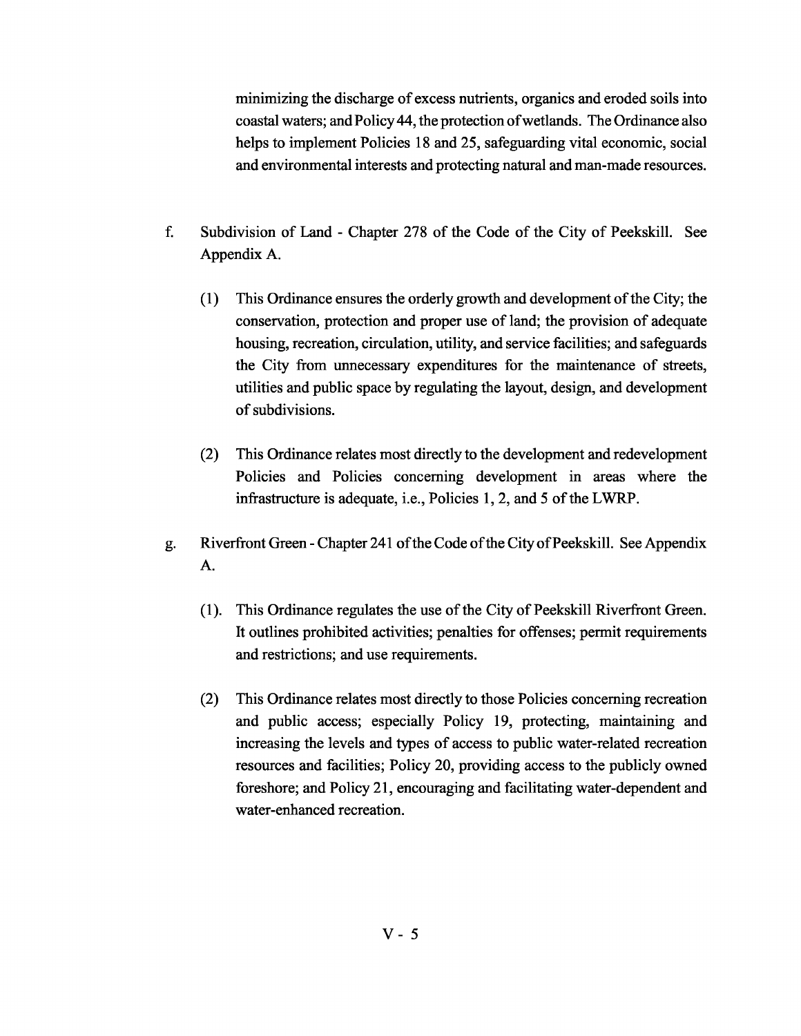minimizing the discharge of excess nutrients, organics and eroded soils into coastal waters; and Policy 44, the protection of wetlands. The Ordinance also helps to implement Policies 18 and 25, safeguarding vital economic, social and environmental interests and protecting natural and man-made resources.

f. Subdivision of Land - Chapter 278 of the Code of the City of Peekskill. See Appendix A.

   (1) This Ordinance ensures the orderly growth and development of the City; the conservation, protection and proper use of land; the provision of adequate housing, recreation, circulation, utility, and service facilities; and safeguards the City from unnecessary expenditures for the maintenance of streets, utilities and public space by regulating the layout, design, and development of subdivisions.

   (2) This Ordinance relates most directly to the development and redevelopment Policies and Policies concerning development in areas where the infrastructure is adequate, i.e., Policies 1, 2, and 5 of the LWRP.

g. Riverfront Green - Chapter 241 of the Code of the City of Peekskill. See Appendix A.

   (1). This Ordinance regulates the use of the City of Peekskill Riverfront Green. It outlines prohibited activities; penalties for offenses; permit requirements and restrictions; and use requirements.

   (2) This Ordinance relates most directly to those Policies concerning recreation and public access; especially Policy 19, protecting, maintaining and increasing the levels and types of access to public water-related recreation resources and facilities; Policy 20, providing access to the publicly owned foreshore; and Policy 21, encouraging and facilitating water-dependent and water-enhanced recreation.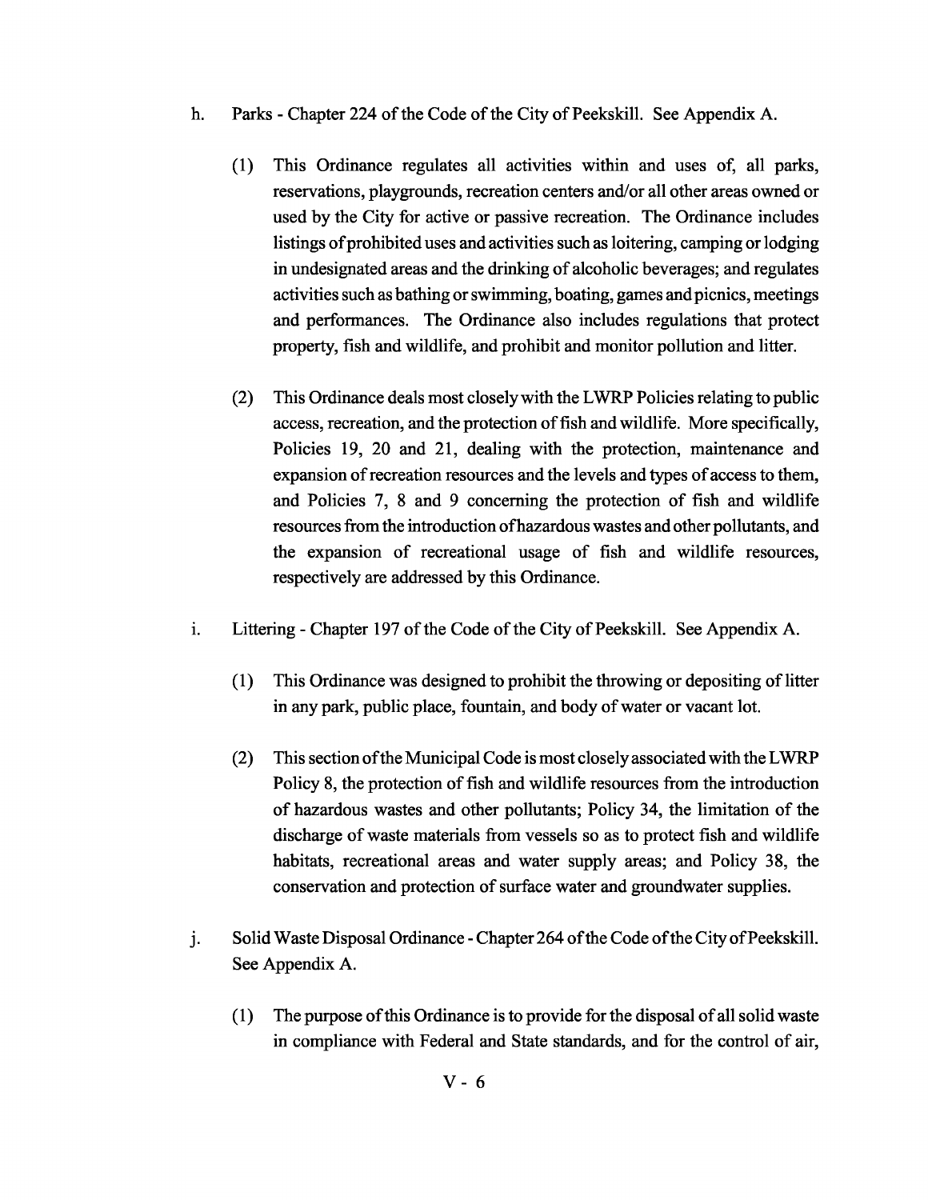h. Parks - Chapter 224 of the Code of the City of Peekskill. See Appendix A.

(1) This Ordinance regulates all activities within and uses of, all parks, reservations, playgrounds, recreation centers and/or all other areas owned or used by the City for active or passive recreation. The Ordinance includes listings of prohibited uses and activities such as loitering, camping or lodging in undesignated areas and the drinking of alcoholic beverages; and regulates activities such as bathing or swimming, boating, games and picnics, meetings and performances. The Ordinance also includes regulations that protect property, fish and wildlife, and prohibit and monitor pollution and litter.

(2) This Ordinance deals most closely with the LWRP Policies relating to public access, recreation, and the protection of fish and wildlife. More specifically, Policies 19, 20 and 21, dealing with the protection, maintenance and expansion of recreation resources and the levels and types of access to them, and Policies 7, 8 and 9 concerning the protection of fish and wildlife resources from the introduction of hazardous wastes and other pollutants, and the expansion of recreational usage of fish and wildlife resources, respectively are addressed by this Ordinance.

i. Littering - Chapter 197 of the Code of the City of Peekskill. See Appendix A.

(1) This Ordinance was designed to prohibit the throwing or depositing of litter in any park, public place, fountain, and body of water or vacant lot.

(2) This section of the Municipal Code is most closely associated with the LWRP Policy 8, the protection of fish and wildlife resources from the introduction of hazardous wastes and other pollutants; Policy 34, the limitation of the discharge of waste materials from vessels so as to protect fish and wildlife habitats, recreational areas and water supply areas; and Policy 38, the conservation and protection of surface water and groundwater supplies.

j. Solid Waste Disposal Ordinance - Chapter 264 of the Code of the City of Peekskill. See Appendix A.

(1) The purpose of this Ordinance is to provide for the disposal of all solid waste in compliance with Federal and State standards, and for the control of air,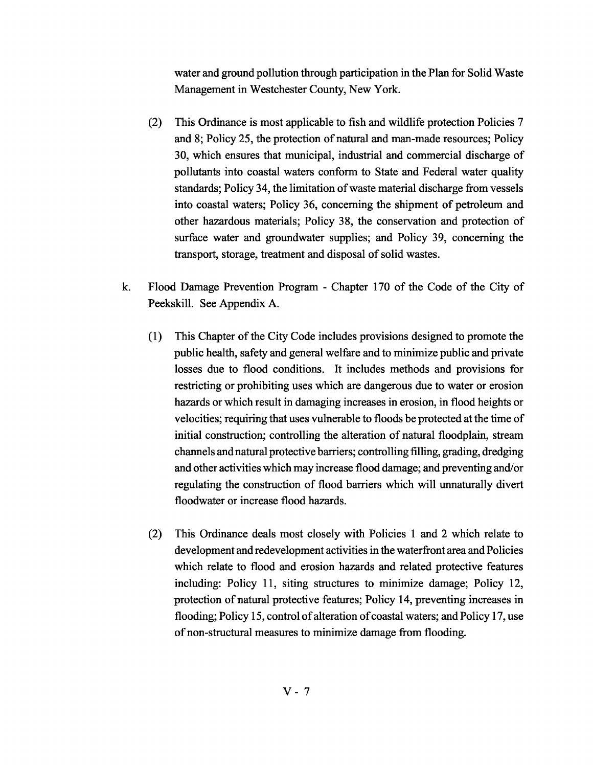water and ground pollution through participation in the Plan for Solid Waste Management in Westchester County, New York.

(2) This Ordinance is most applicable to fish and wildlife protection Policies 7 and 8; Policy 25, the protection of natural and man-made resources; Policy 30, which ensures that municipal, industrial and commercial discharge of pollutants into coastal waters conform to State and Federal water quality standards; Policy 34, the limitation of waste material discharge from vessels into coastal waters; Policy 36, concerning the shipment of petroleum and other hazardous materials; Policy 38, the conservation and protection of surface water and groundwater supplies; and Policy 39, concerning the transport, storage, treatment and disposal of solid wastes.

k. Flood Damage Prevention Program - Chapter 170 of the Code of the City of Peekskill. See Appendix A.

(1) This Chapter of the City Code includes provisions designed to promote the public health, safety and general welfare and to minimize public and private losses due to flood conditions. It includes methods and provisions for restricting or prohibiting uses which are dangerous due to water or erosion hazards or which result in damaging increases in erosion, in flood heights or velocities; requiring that uses vulnerable to floods be protected at the time of initial construction; controlling the alteration of natural floodplain, stream channels and natural protective barriers; controlling filling, grading, dredging and other activities which may increase flood damage; and preventing and/or regulating the construction of flood barriers which will unnaturally divert floodwater or increase flood hazards.

(2) This Ordinance deals most closely with Policies 1 and 2 which relate to development and redevelopment activities in the waterfront area and Policies which relate to flood and erosion hazards and related protective features including: Policy 11, siting structures to minimize damage; Policy 12, protection of natural protective features; Policy 14, preventing increases in flooding; Policy 15, control of alteration of coastal waters; and Policy 17, use of non-structural measures to minimize damage from flooding.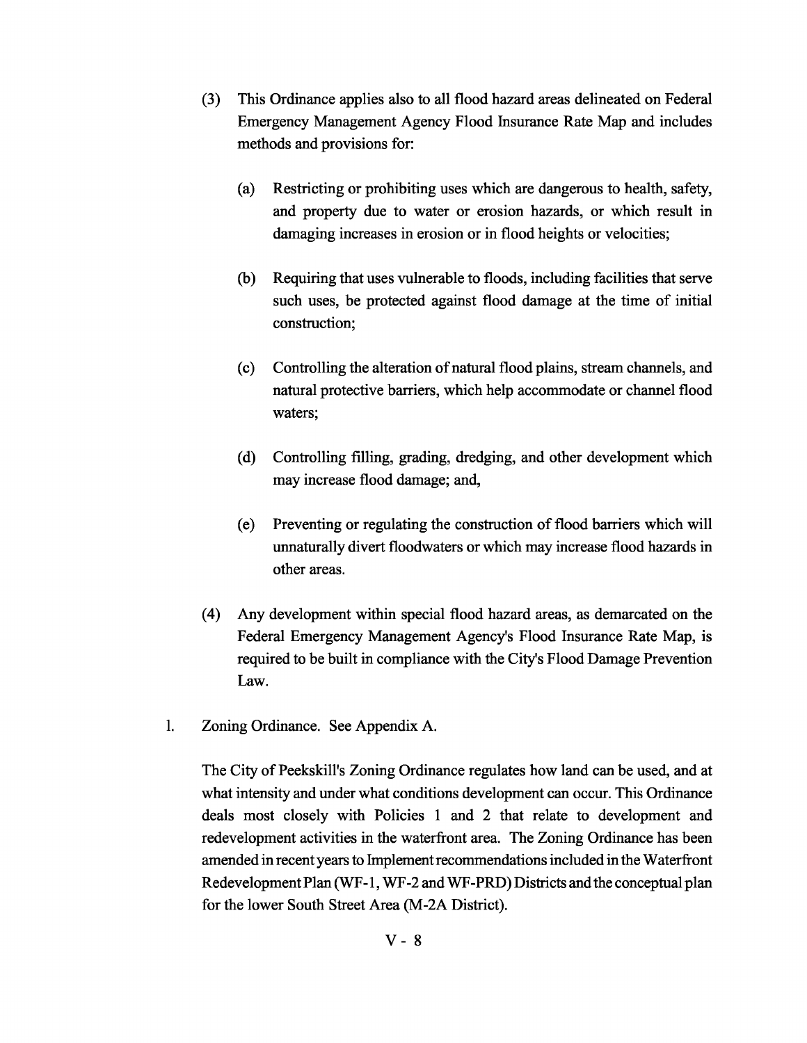(3) This Ordinance applies also to all flood hazard areas delineated on Federal Emergency Management Agency Flood Insurance Rate Map and includes methods and provisions for:

   (a) Restricting or prohibiting uses which are dangerous to health, safety, and property due to water or erosion hazards, or which result in damaging increases in erosion or in flood heights or velocities;

   (b) Requiring that uses vulnerable to floods, including facilities that serve such uses, be protected against flood damage at the time of initial construction;

   (c) Controlling the alteration of natural flood plains, stream channels, and natural protective barriers, which help accommodate or channel flood waters;

   (d) Controlling filling, grading, dredging, and other development which may increase flood damage; and,

   (e) Preventing or regulating the construction of flood barriers which will unnaturally divert floodwaters or which may increase flood hazards in other areas.

(4) Any development within special flood hazard areas, as demarcated on the Federal Emergency Management Agency's Flood Insurance Rate Map, is required to be built in compliance with the City's Flood Damage Prevention Law.

l. Zoning Ordinance. See Appendix A.

The City of Peekskill's Zoning Ordinance regulates how land can be used, and at what intensity and under what conditions development can occur. This Ordinance deals most closely with Policies 1 and 2 that relate to development and redevelopment activities in the waterfront area. The Zoning Ordinance has been amended in recent years to Implement recommendations included in the Waterfront Redevelopment Plan (WF-1, WF-2 and WF-PRD) Districts and the conceptual plan for the lower South Street Area (M-2A District).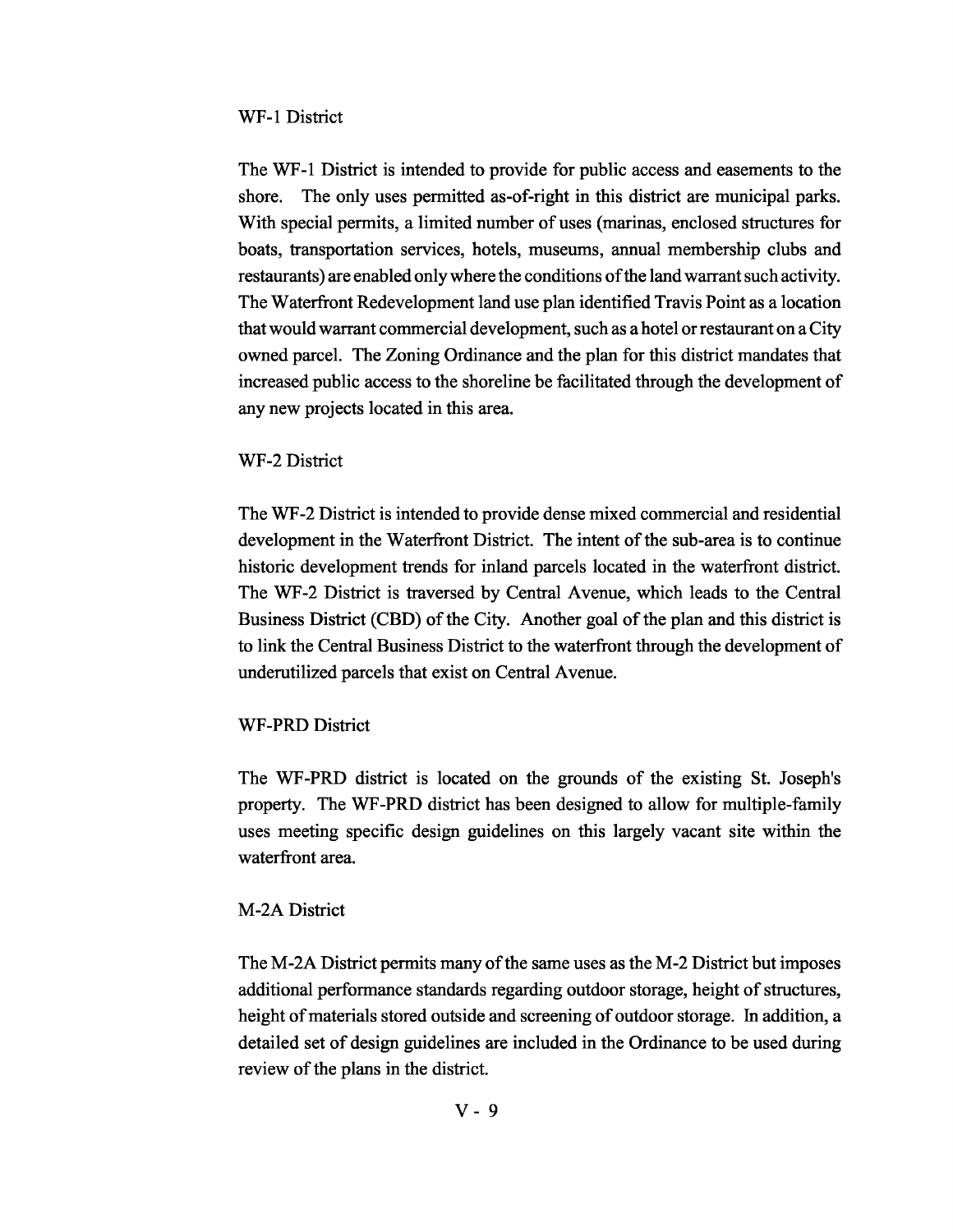WF-1 District

The WF-1 District is intended to provide for public access and easements to the shore. The only uses permitted as-of-right in this district are municipal parks. With special permits, a limited number of uses (marinas, enclosed structures for boats, transportation services, hotels, museums, annual membership clubs and restaurants) are enabled only where the conditions of the land warrant such activity. The Waterfront Redevelopment land use plan identified Travis Point as a location that would warrant commercial development, such as a hotel or restaurant on a City owned parcel. The Zoning Ordinance and the plan for this district mandates that increased public access to the shoreline be facilitated through the development of any new projects located in this area.

WF-2 District

The WF-2 District is intended to provide dense mixed commercial and residential development in the Waterfront District. The intent of the sub-area is to continue historic development trends for inland parcels located in the waterfront district. The WF-2 District is traversed by Central Avenue, which leads to the Central Business District (CBD) of the City. Another goal of the plan and this district is to link the Central Business District to the waterfront through the development of underutilized parcels that exist on Central Avenue.

WF-PRD District

The WF-PRD district is located on the grounds of the existing St. Joseph's property. The WF-PRD district has been designed to allow for multiple-family uses meeting specific design guidelines on this largely vacant site within the waterfront area.

M-2A District

The M-2A District permits many of the same uses as the M-2 District but imposes additional performance standards regarding outdoor storage, height of structures, height of materials stored outside and screening of outdoor storage. In addition, a detailed set of design guidelines are included in the Ordinance to be used during review of the plans in the district.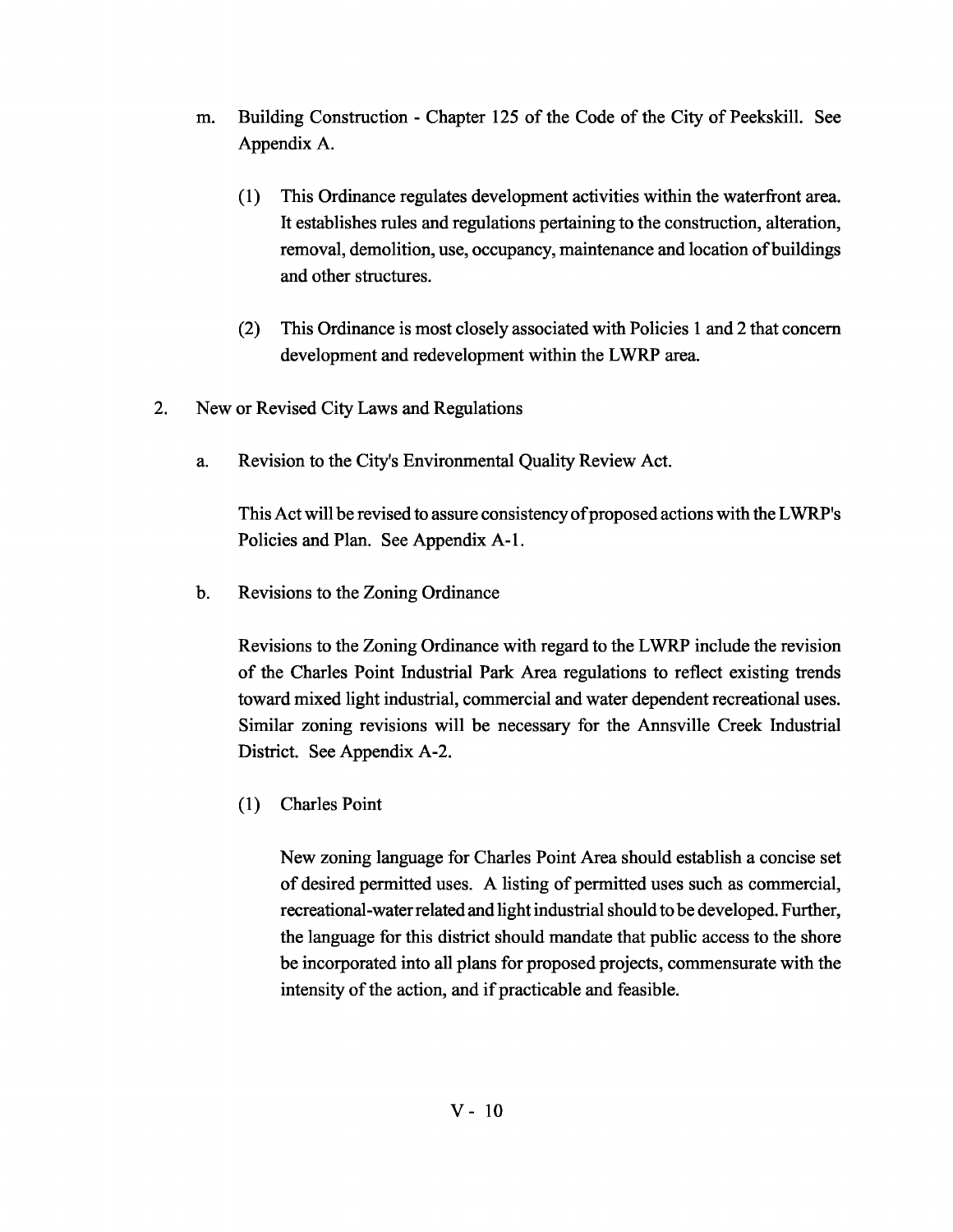m. Building Construction - Chapter 125 of the Code of the City of Peekskill. See Appendix A.

   (1) This Ordinance regulates development activities within the waterfront area. It establishes rules and regulations pertaining to the construction, alteration, removal, demolition, use, occupancy, maintenance and location of buildings and other structures.

   (2) This Ordinance is most closely associated with Policies 1 and 2 that concern development and redevelopment within the LWRP area.

2. New or Revised City Laws and Regulations

   a. Revision to the City's Environmental Quality Review Act.

      This Act will be revised to assure consistency of proposed actions with the LWRP's Policies and Plan. See Appendix A-1.

   b. Revisions to the Zoning Ordinance

      Revisions to the Zoning Ordinance with regard to the LWRP include the revision of the Charles Point Industrial Park Area regulations to reflect existing trends toward mixed light industrial, commercial and water dependent recreational uses. Similar zoning revisions will be necessary for the Annsville Creek Industrial District. See Appendix A-2.

      (1) Charles Point

         New zoning language for Charles Point Area should establish a concise set of desired permitted uses. A listing of permitted uses such as commercial, recreational-water related and light industrial should to be developed. Further, the language for this district should mandate that public access to the shore be incorporated into all plans for proposed projects, commensurate with the intensity of the action, and if practicable and feasible.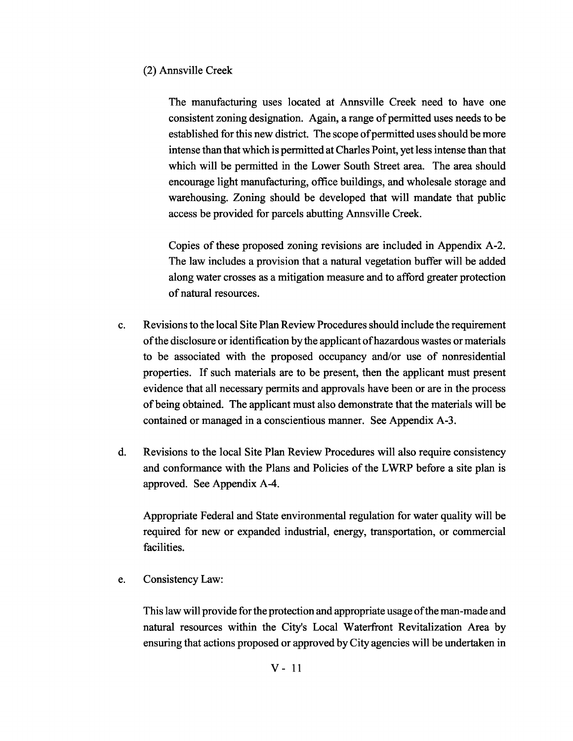(2) Annsville Creek

The manufacturing uses located at Annsville Creek need to have one consistent zoning designation. Again, a range of permitted uses needs to be established for this new district. The scope of permitted uses should be more intense than that which is permitted at Charles Point, yet less intense than that which will be permitted in the Lower South Street area. The area should encourage light manufacturing, office buildings, and wholesale storage and warehousing. Zoning should be developed that will mandate that public access be provided for parcels abutting Annsville Creek.

Copies of these proposed zoning revisions are included in Appendix A-2. The law includes a provision that a natural vegetation buffer will be added along water crosses as a mitigation measure and to afford greater protection of natural resources.

c. Revisions to the local Site Plan Review Procedures should include the requirement of the disclosure or identification by the applicant of hazardous wastes or materials to be associated with the proposed occupancy and/or use of nonresidential properties. If such materials are to be present, then the applicant must present evidence that all necessary permits and approvals have been or are in the process of being obtained. The applicant must also demonstrate that the materials will be contained or managed in a conscientious manner. See Appendix A-3.

d. Revisions to the local Site Plan Review Procedures will also require consistency and conformance with the Plans and Policies of the LWRP before a site plan is approved. See Appendix A-4.

   Appropriate Federal and State environmental regulation for water quality will be required for new or expanded industrial, energy, transportation, or commercial facilities.

e. Consistency Law:

   This law will provide for the protection and appropriate usage of the man-made and natural resources within the City's Local Waterfront Revitalization Area by ensuring that actions proposed or approved by City agencies will be undertaken in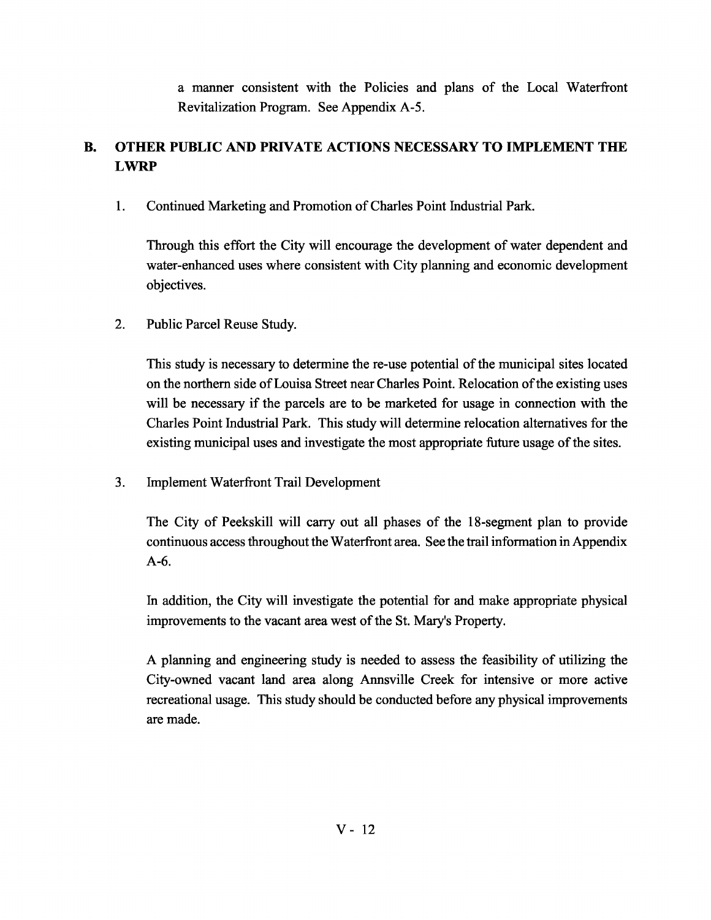a manner consistent with the Policies and plans of the Local Waterfront Revitalization Program. See Appendix A-5.

## B. OTHER PUBLIC AND PRIVATE ACTIONS NECESSARY TO IMPLEMENT THE LWRP

1. Continued Marketing and Promotion of Charles Point Industrial Park.

   Through this effort the City will encourage the development of water dependent and water-enhanced uses where consistent with City planning and economic development objectives.

2. Public Parcel Reuse Study.

   This study is necessary to determine the re-use potential of the municipal sites located on the northern side of Louisa Street near Charles Point. Relocation of the existing uses will be necessary if the parcels are to be marketed for usage in connection with the Charles Point Industrial Park. This study will determine relocation alternatives for the existing municipal uses and investigate the most appropriate future usage of the sites.

3. Implement Waterfront Trail Development

   The City of Peekskill will carry out all phases of the 18-segment plan to provide continuous access throughout the Waterfront area. See the trail information in Appendix A-6.

   In addition, the City will investigate the potential for and make appropriate physical improvements to the vacant area west of the St. Mary's Property.

   A planning and engineering study is needed to assess the feasibility of utilizing the City-owned vacant land area along Annsville Creek for intensive or more active recreational usage. This study should be conducted before any physical improvements are made.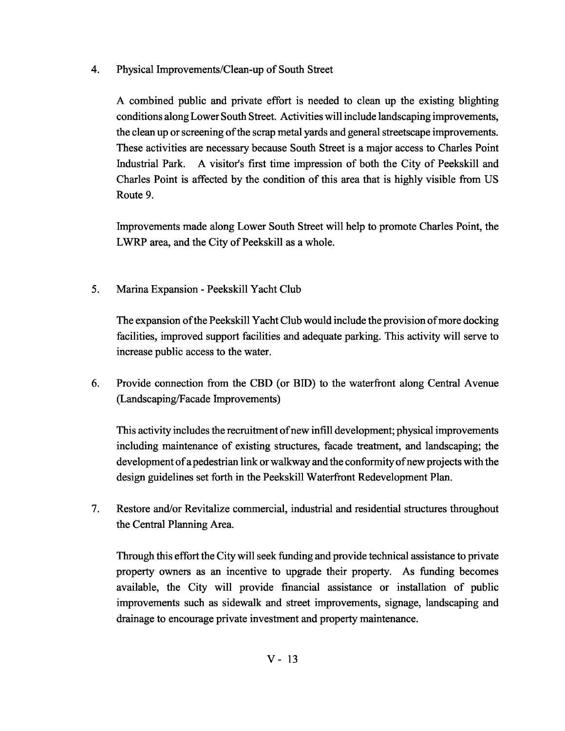4. Physical Improvements/Clean-up of South Street

   A combined public and private effort is needed to clean up the existing blighting conditions along Lower South Street. Activities will include landscaping improvements, the clean up or screening of the scrap metal yards and general streetscape improvements. These activities are necessary because South Street is a major access to Charles Point Industrial Park. A visitor's first time impression of both the City of Peekskill and Charles Point is affected by the condition of this area that is highly visible from US Route 9.

   Improvements made along Lower South Street will help to promote Charles Point, the LWRP area, and the City of Peekskill as a whole.

5. Marina Expansion - Peekskill Yacht Club

   The expansion of the Peekskill Yacht Club would include the provision of more docking facilities, improved support facilities and adequate parking. This activity will serve to increase public access to the water.

6. Provide connection from the CBD (or BID) to the waterfront along Central Avenue (Landscaping/Facade Improvements)

   This activity includes the recruitment of new infill development; physical improvements including maintenance of existing structures, facade treatment, and landscaping; the development of a pedestrian link or walkway and the conformity of new projects with the design guidelines set forth in the Peekskill Waterfront Redevelopment Plan.

7. Restore and/or Revitalize commercial, industrial and residential structures throughout the Central Planning Area.

   Through this effort the City will seek funding and provide technical assistance to private property owners as an incentive to upgrade their property. As funding becomes available, the City will provide financial assistance or installation of public improvements such as sidewalk and street improvements, signage, landscaping and drainage to encourage private investment and property maintenance.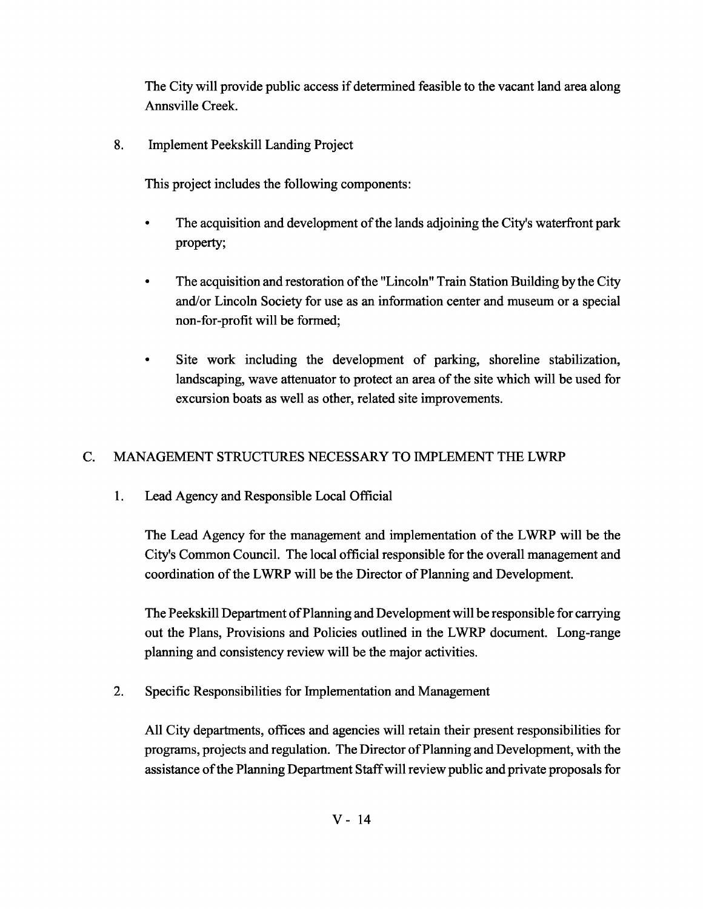The City will provide public access if determined feasible to the vacant land area along Annsville Creek.

8. Implement Peekskill Landing Project

   This project includes the following components:

   - The acquisition and development of the lands adjoining the City's waterfront park property;
   - The acquisition and restoration of the "Lincoln" Train Station Building by the City and/or Lincoln Society for use as an information center and museum or a special non-for-profit will be formed;
   - Site work including the development of parking, shoreline stabilization, landscaping, wave attenuator to protect an area of the site which will be used for excursion boats as well as other, related site improvements.

## C. MANAGEMENT STRUCTURES NECESSARY TO IMPLEMENT THE LWRP

1. Lead Agency and Responsible Local Official

   The Lead Agency for the management and implementation of the LWRP will be the City's Common Council. The local official responsible for the overall management and coordination of the LWRP will be the Director of Planning and Development.

   The Peekskill Department of Planning and Development will be responsible for carrying out the Plans, Provisions and Policies outlined in the LWRP document. Long-range planning and consistency review will be the major activities.

2. Specific Responsibilities for Implementation and Management

   All City departments, offices and agencies will retain their present responsibilities for programs, projects and regulation. The Director of Planning and Development, with the assistance of the Planning Department Staff will review public and private proposals for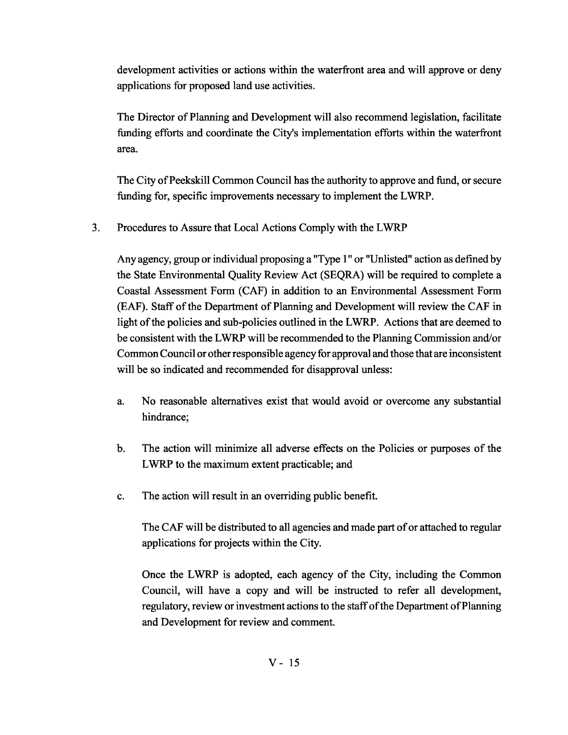development activities or actions within the waterfront area and will approve or deny applications for proposed land use activities.

The Director of Planning and Development will also recommend legislation, facilitate funding efforts and coordinate the City's implementation efforts within the waterfront area.

The City of Peekskill Common Council has the authority to approve and fund, or secure funding for, specific improvements necessary to implement the LWRP.

3. Procedures to Assure that Local Actions Comply with the LWRP

Any agency, group or individual proposing a "Type 1" or "Unlisted" action as defined by the State Environmental Quality Review Act (SEQRA) will be required to complete a Coastal Assessment Form (CAF) in addition to an Environmental Assessment Form (EAF). Staff of the Department of Planning and Development will review the CAF in light of the policies and sub-policies outlined in the LWRP. Actions that are deemed to be consistent with the LWRP will be recommended to the Planning Commission and/or Common Council or other responsible agency for approval and those that are inconsistent will be so indicated and recommended for disapproval unless:

a. No reasonable alternatives exist that would avoid or overcome any substantial hindrance;

b. The action will minimize all adverse effects on the Policies or purposes of the LWRP to the maximum extent practicable; and

c. The action will result in an overriding public benefit.

The CAF will be distributed to all agencies and made part of or attached to regular applications for projects within the City.

Once the LWRP is adopted, each agency of the City, including the Common Council, will have a copy and will be instructed to refer all development, regulatory, review or investment actions to the staff of the Department of Planning and Development for review and comment.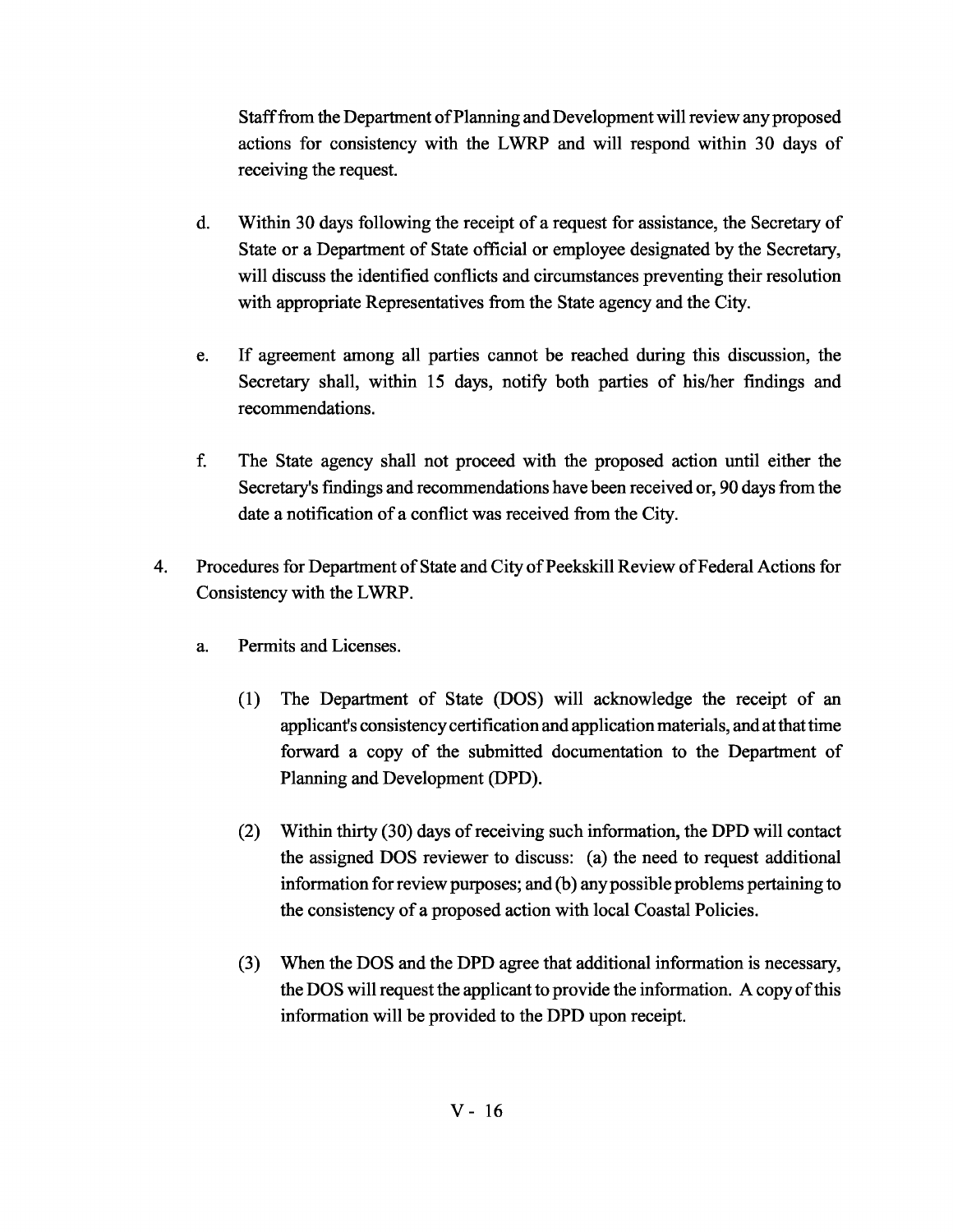Staff from the Department of Planning and Development will review any proposed actions for consistency with the LWRP and will respond within 30 days of receiving the request.

d. Within 30 days following the receipt of a request for assistance, the Secretary of State or a Department of State official or employee designated by the Secretary, will discuss the identified conflicts and circumstances preventing their resolution with appropriate Representatives from the State agency and the City.

e. If agreement among all parties cannot be reached during this discussion, the Secretary shall, within 15 days, notify both parties of his/her findings and recommendations.

f. The State agency shall not proceed with the proposed action until either the Secretary's findings and recommendations have been received or, 90 days from the date a notification of a conflict was received from the City.

4. Procedures for Department of State and City of Peekskill Review of Federal Actions for Consistency with the LWRP.

   a. Permits and Licenses.

      (1) The Department of State (DOS) will acknowledge the receipt of an applicant's consistency certification and application materials, and at that time forward a copy of the submitted documentation to the Department of Planning and Development (DPD).

      (2) Within thirty (30) days of receiving such information, the DPD will contact the assigned DOS reviewer to discuss: (a) the need to request additional information for review purposes; and (b) any possible problems pertaining to the consistency of a proposed action with local Coastal Policies.

      (3) When the DOS and the DPD agree that additional information is necessary, the DOS will request the applicant to provide the information. A copy of this information will be provided to the DPD upon receipt.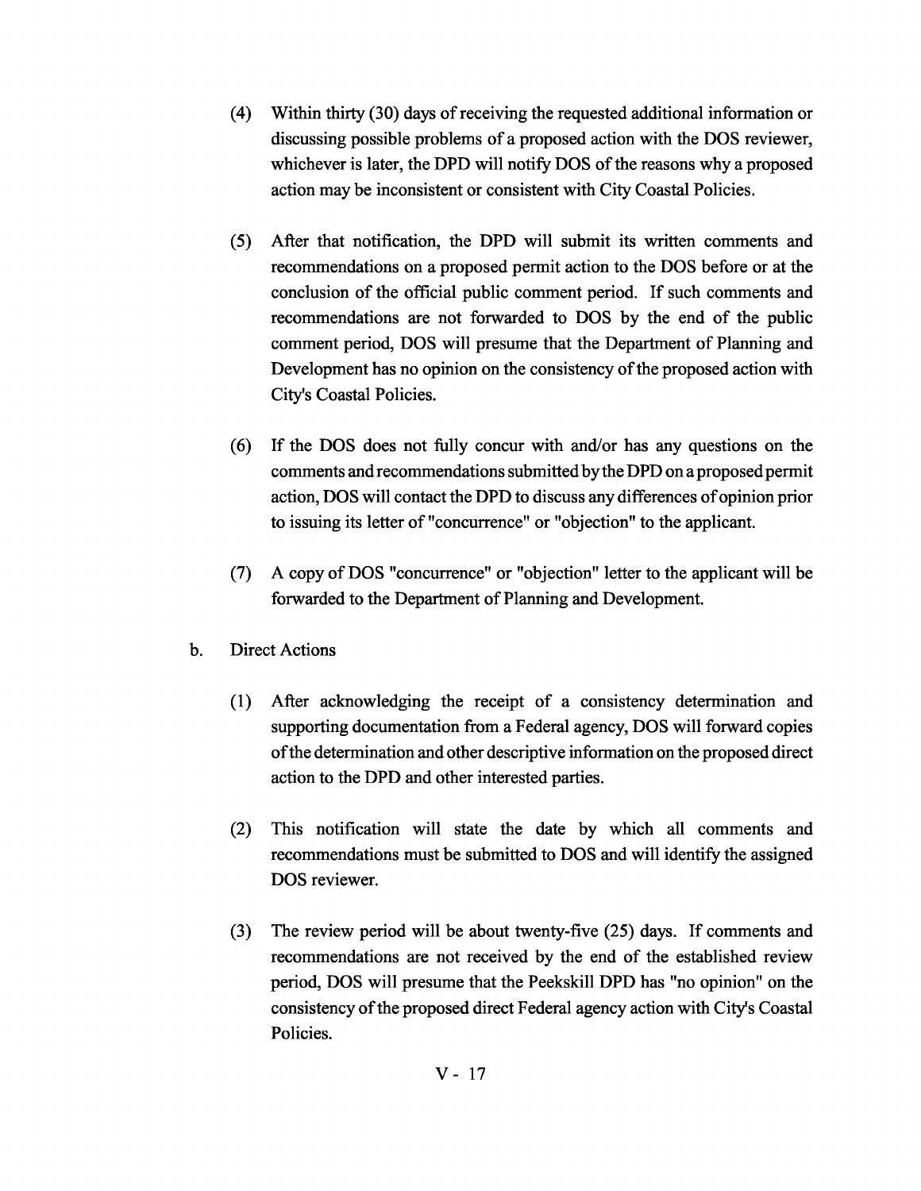(4) Within thirty (30) days of receiving the requested additional information or discussing possible problems of a proposed action with the DOS reviewer, whichever is later, the DPD will notify DOS of the reasons why a proposed action may be inconsistent or consistent with City Coastal Policies.

(5) After that notification, the DPD will submit its written comments and recommendations on a proposed permit action to the DOS before or at the conclusion of the official public comment period. If such comments and recommendations are not forwarded to DOS by the end of the public comment period, DOS will presume that the Department of Planning and Development has no opinion on the consistency of the proposed action with City's Coastal Policies.

(6) If the DOS does not fully concur with and/or has any questions on the comments and recommendations submitted by the DPD on a proposed permit action, DOS will contact the DPD to discuss any differences of opinion prior to issuing its letter of "concurrence" or "objection" to the applicant.

(7) A copy of DOS "concurrence" or "objection" letter to the applicant will be forwarded to the Department of Planning and Development.

b. Direct Actions

(1) After acknowledging the receipt of a consistency determination and supporting documentation from a Federal agency, DOS will forward copies of the determination and other descriptive information on the proposed direct action to the DPD and other interested parties.

(2) This notification will state the date by which all comments and recommendations must be submitted to DOS and will identify the assigned DOS reviewer.

(3) The review period will be about twenty-five (25) days. If comments and recommendations are not received by the end of the established review period, DOS will presume that the Peekskill DPD has "no opinion" on the consistency of the proposed direct Federal agency action with City's Coastal Policies.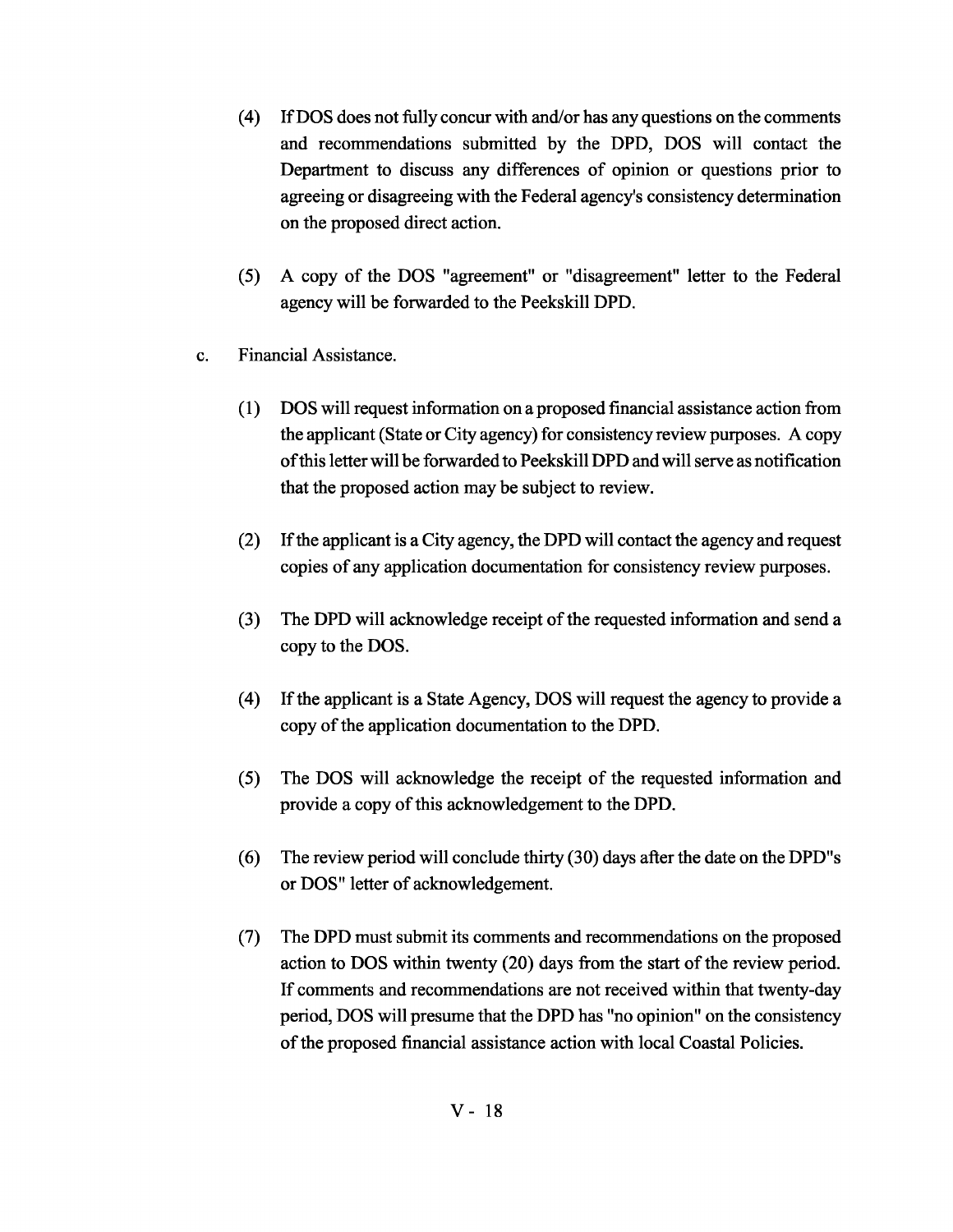(4) If DOS does not fully concur with and/or has any questions on the comments and recommendations submitted by the DPD, DOS will contact the Department to discuss any differences of opinion or questions prior to agreeing or disagreeing with the Federal agency's consistency determination on the proposed direct action.

(5) A copy of the DOS "agreement" or "disagreement" letter to the Federal agency will be forwarded to the Peekskill DPD.

c. Financial Assistance.

(1) DOS will request information on a proposed financial assistance action from the applicant (State or City agency) for consistency review purposes. A copy of this letter will be forwarded to Peekskill DPD and will serve as notification that the proposed action may be subject to review.

(2) If the applicant is a City agency, the DPD will contact the agency and request copies of any application documentation for consistency review purposes.

(3) The DPD will acknowledge receipt of the requested information and send a copy to the DOS.

(4) If the applicant is a State Agency, DOS will request the agency to provide a copy of the application documentation to the DPD.

(5) The DOS will acknowledge the receipt of the requested information and provide a copy of this acknowledgement to the DPD.

(6) The review period will conclude thirty (30) days after the date on the DPD"s or DOS" letter of acknowledgement.

(7) The DPD must submit its comments and recommendations on the proposed action to DOS within twenty (20) days from the start of the review period. If comments and recommendations are not received within that twenty-day period, DOS will presume that the DPD has "no opinion" on the consistency of the proposed financial assistance action with local Coastal Policies.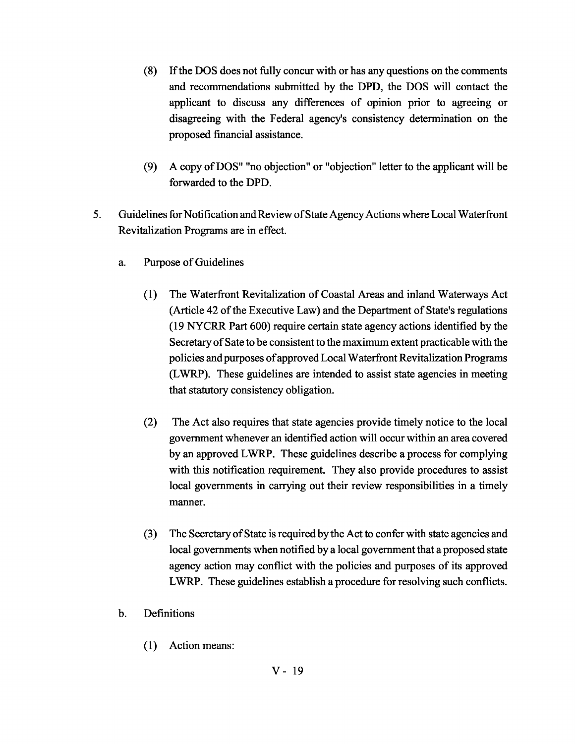(8) If the DOS does not fully concur with or has any questions on the comments and recommendations submitted by the DPD, the DOS will contact the applicant to discuss any differences of opinion prior to agreeing or disagreeing with the Federal agency's consistency determination on the proposed financial assistance.

(9) A copy of DOS" "no objection" or "objection" letter to the applicant will be forwarded to the DPD.

5. Guidelines for Notification and Review of State Agency Actions where Local Waterfront Revitalization Programs are in effect.

   a. Purpose of Guidelines

      (1) The Waterfront Revitalization of Coastal Areas and inland Waterways Act (Article 42 of the Executive Law) and the Department of State's regulations (19 NYCRR Part 600) require certain state agency actions identified by the Secretary of Sate to be consistent to the maximum extent practicable with the policies and purposes of approved Local Waterfront Revitalization Programs (LWRP). These guidelines are intended to assist state agencies in meeting that statutory consistency obligation.

      (2) The Act also requires that state agencies provide timely notice to the local government whenever an identified action will occur within an area covered by an approved LWRP. These guidelines describe a process for complying with this notification requirement. They also provide procedures to assist local governments in carrying out their review responsibilities in a timely manner.

      (3) The Secretary of State is required by the Act to confer with state agencies and local governments when notified by a local government that a proposed state agency action may conflict with the policies and purposes of its approved LWRP. These guidelines establish a procedure for resolving such conflicts.

   b. Definitions

      (1) Action means: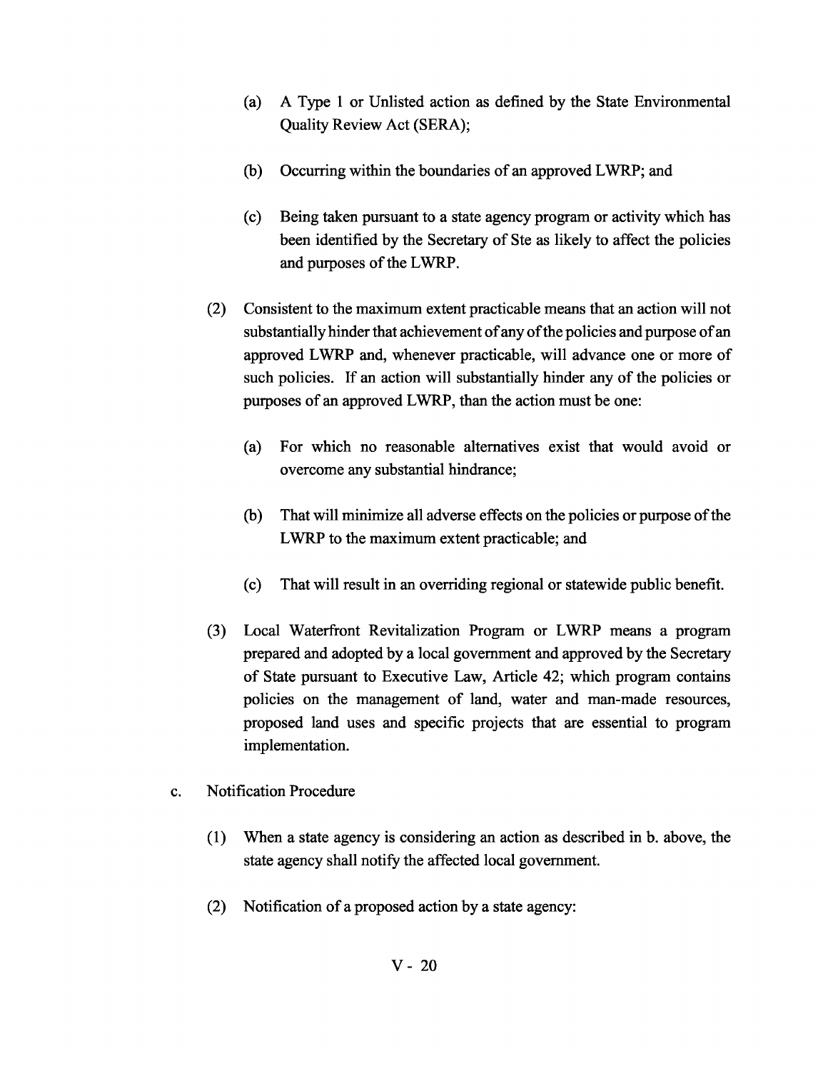(a) A Type 1 or Unlisted action as defined by the State Environmental Quality Review Act (SERA);

(b) Occurring within the boundaries of an approved LWRP; and

(c) Being taken pursuant to a state agency program or activity which has been identified by the Secretary of Ste as likely to affect the policies and purposes of the LWRP.

(2) Consistent to the maximum extent practicable means that an action will not substantially hinder that achievement of any of the policies and purpose of an approved LWRP and, whenever practicable, will advance one or more of such policies. If an action will substantially hinder any of the policies or purposes of an approved LWRP, than the action must be one:

(a) For which no reasonable alternatives exist that would avoid or overcome any substantial hindrance;

(b) That will minimize all adverse effects on the policies or purpose of the LWRP to the maximum extent practicable; and

(c) That will result in an overriding regional or statewide public benefit.

(3) Local Waterfront Revitalization Program or LWRP means a program prepared and adopted by a local government and approved by the Secretary of State pursuant to Executive Law, Article 42; which program contains policies on the management of land, water and man-made resources, proposed land uses and specific projects that are essential to program implementation.

c. Notification Procedure

(1) When a state agency is considering an action as described in b. above, the state agency shall notify the affected local government.

(2) Notification of a proposed action by a state agency: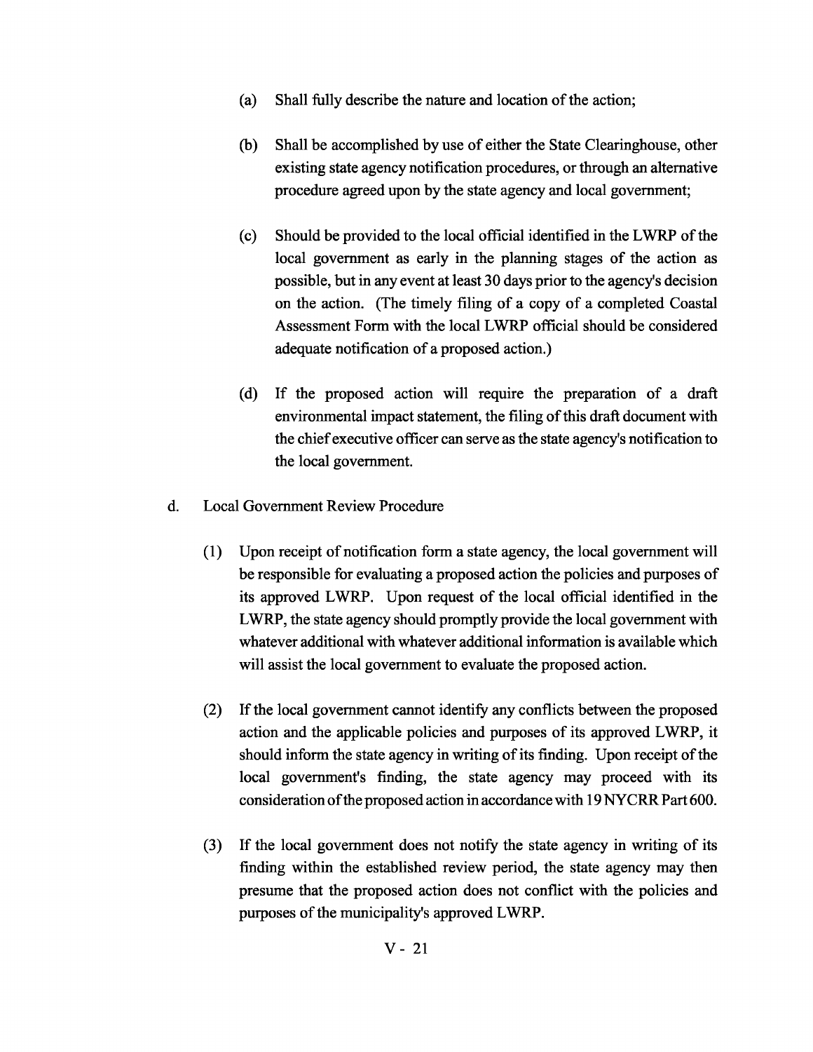(a) Shall fully describe the nature and location of the action;

(b) Shall be accomplished by use of either the State Clearinghouse, other existing state agency notification procedures, or through an alternative procedure agreed upon by the state agency and local government;

(c) Should be provided to the local official identified in the LWRP of the local government as early in the planning stages of the action as possible, but in any event at least 30 days prior to the agency's decision on the action. (The timely filing of a copy of a completed Coastal Assessment Form with the local LWRP official should be considered adequate notification of a proposed action.)

(d) If the proposed action will require the preparation of a draft environmental impact statement, the filing of this draft document with the chief executive officer can serve as the state agency's notification to the local government.

d. Local Government Review Procedure

(1) Upon receipt of notification form a state agency, the local government will be responsible for evaluating a proposed action the policies and purposes of its approved LWRP. Upon request of the local official identified in the LWRP, the state agency should promptly provide the local government with whatever additional with whatever additional information is available which will assist the local government to evaluate the proposed action.

(2) If the local government cannot identify any conflicts between the proposed action and the applicable policies and purposes of its approved LWRP, it should inform the state agency in writing of its finding. Upon receipt of the local government's finding, the state agency may proceed with its consideration of the proposed action in accordance with 19 NYCRR Part 600.

(3) If the local government does not notify the state agency in writing of its finding within the established review period, the state agency may then presume that the proposed action does not conflict with the policies and purposes of the municipality's approved LWRP.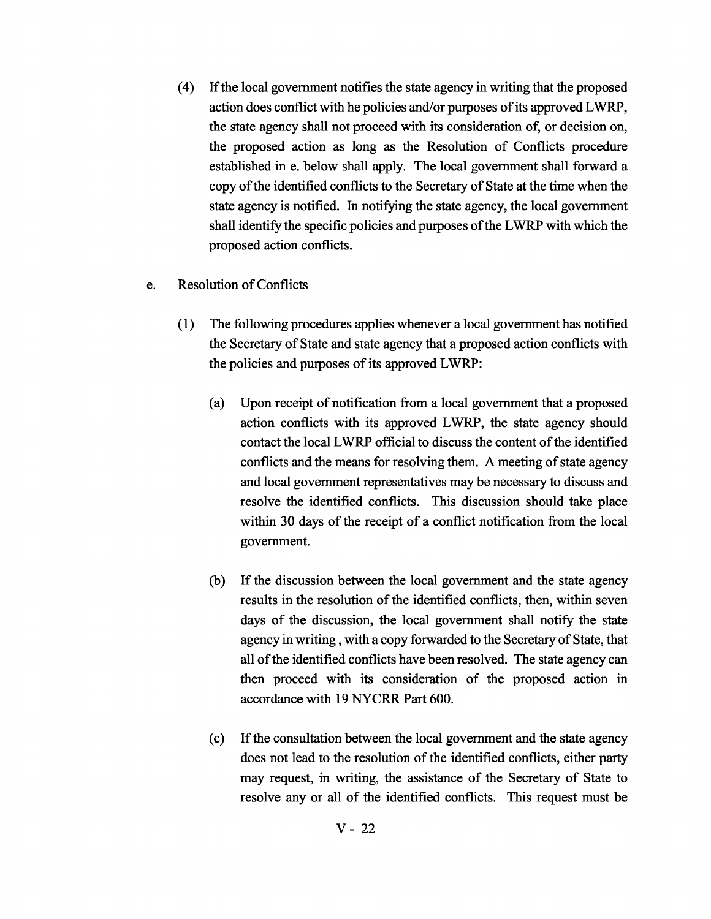(4) If the local government notifies the state agency in writing that the proposed action does conflict with he policies and/or purposes of its approved LWRP, the state agency shall not proceed with its consideration of, or decision on, the proposed action as long as the Resolution of Conflicts procedure established in e. below shall apply. The local government shall forward a copy of the identified conflicts to the Secretary of State at the time when the state agency is notified. In notifying the state agency, the local government shall identify the specific policies and purposes of the LWRP with which the proposed action conflicts.

e. Resolution of Conflicts

(1) The following procedures applies whenever a local government has notified the Secretary of State and state agency that a proposed action conflicts with the policies and purposes of its approved LWRP:

(a) Upon receipt of notification from a local government that a proposed action conflicts with its approved LWRP, the state agency should contact the local LWRP official to discuss the content of the identified conflicts and the means for resolving them. A meeting of state agency and local government representatives may be necessary to discuss and resolve the identified conflicts. This discussion should take place within 30 days of the receipt of a conflict notification from the local government.

(b) If the discussion between the local government and the state agency results in the resolution of the identified conflicts, then, within seven days of the discussion, the local government shall notify the state agency in writing , with a copy forwarded to the Secretary of State, that all of the identified conflicts have been resolved. The state agency can then proceed with its consideration of the proposed action in accordance with 19 NYCRR Part 600.

(c) If the consultation between the local government and the state agency does not lead to the resolution of the identified conflicts, either party may request, in writing, the assistance of the Secretary of State to resolve any or all of the identified conflicts. This request must be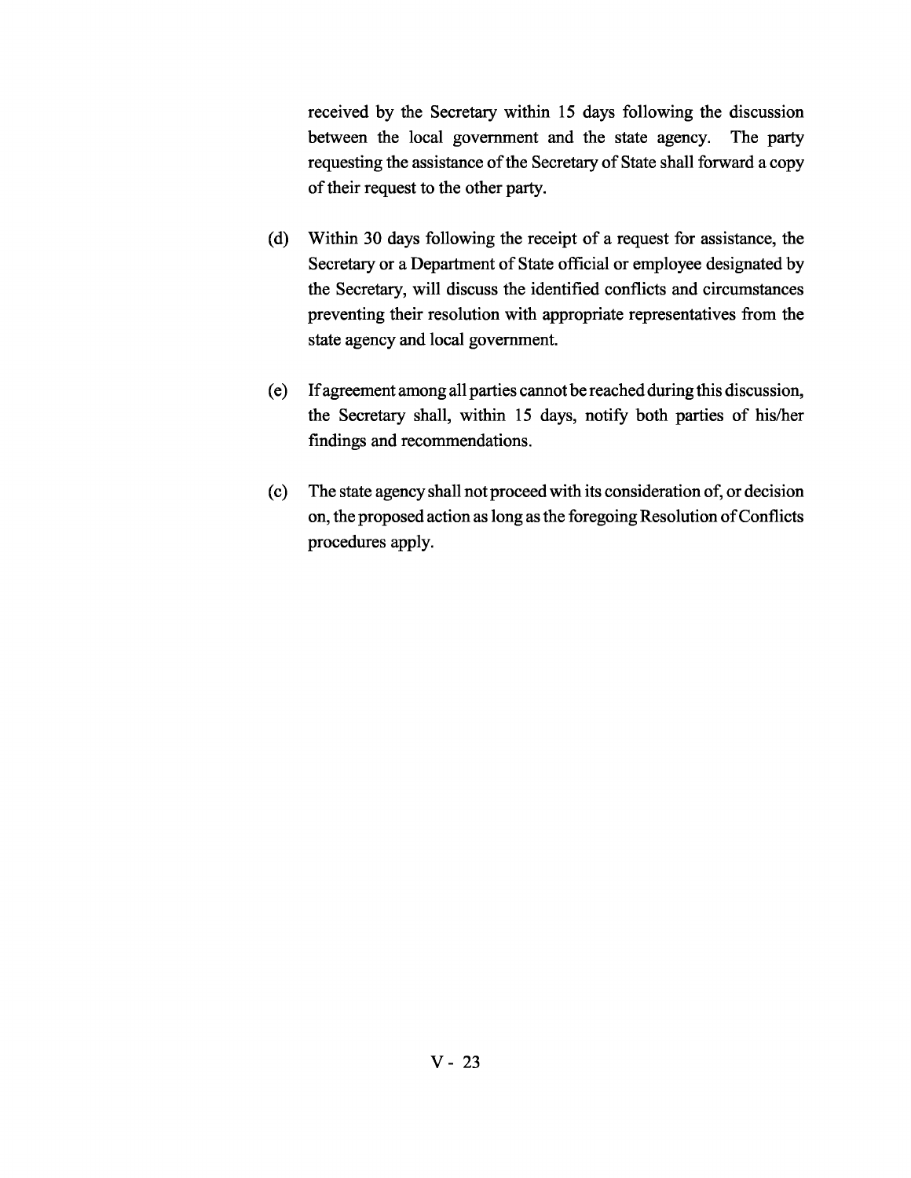received by the Secretary within 15 days following the discussion between the local government and the state agency. The party requesting the assistance of the Secretary of State shall forward a copy of their request to the other party.

(d) Within 30 days following the receipt of a request for assistance, the Secretary or a Department of State official or employee designated by the Secretary, will discuss the identified conflicts and circumstances preventing their resolution with appropriate representatives from the state agency and local government.

(e) If agreement among all parties cannot be reached during this discussion, the Secretary shall, within 15 days, notify both parties of his/her findings and recommendations.

(c) The state agency shall not proceed with its consideration of, or decision on, the proposed action as long as the foregoing Resolution of Conflicts procedures apply.